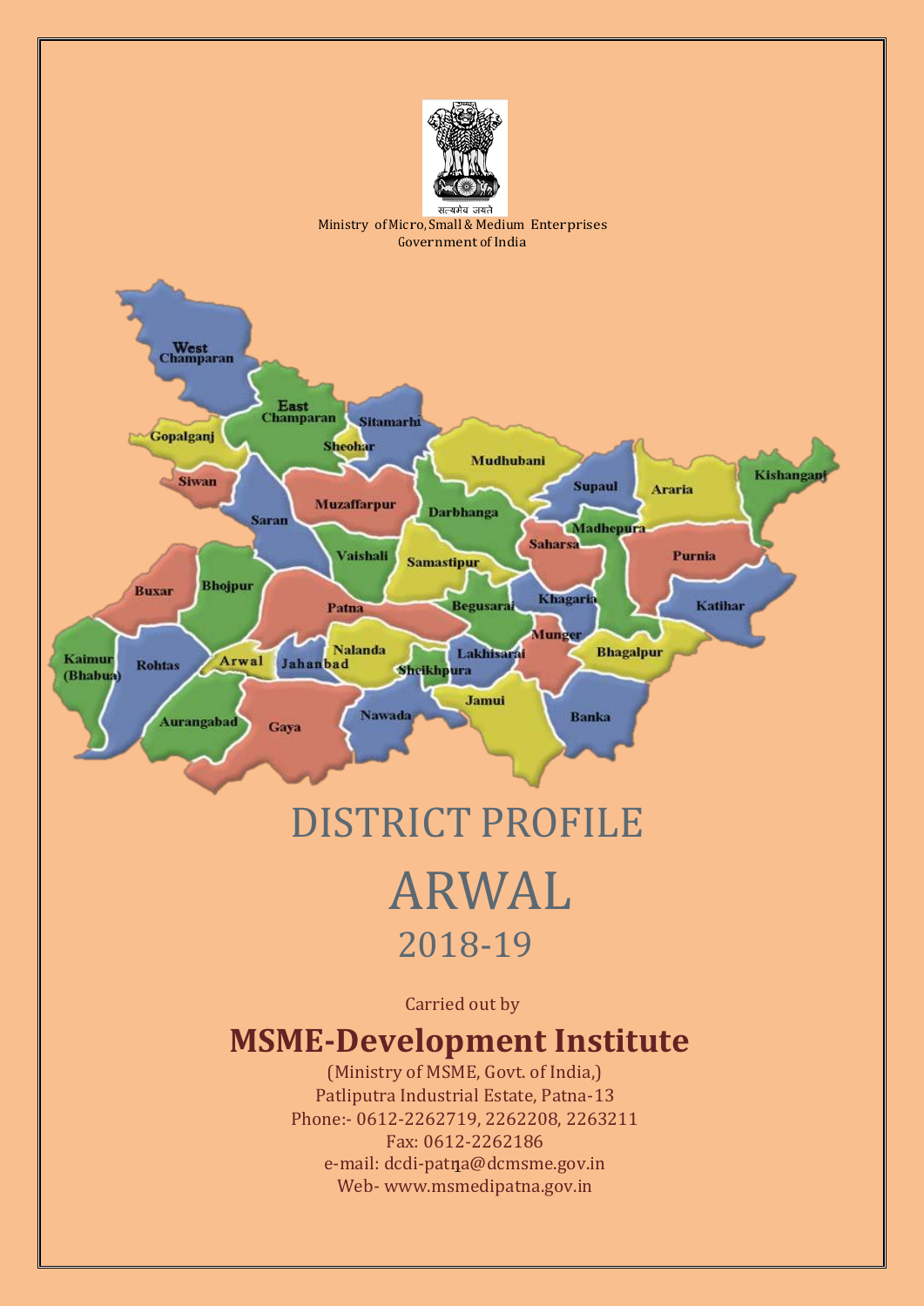सत्यमेव जयते

Ministry of Micro, Small & Medium Enterprises
Government of India

# DISTRICT PROFILE

# ARWAL

## 2018-19

Carried out by

## MSME-Development Institute

(Ministry of MSME, Govt. of India,)
Patliputra Industrial Estate, Patna-13
Phone:- 0612-2262719, 2262208, 2263211
Fax: 0612-2262186
e-mail: dcdi-patna@dcmsme.gov.in
Web- www.msmedipatna.gov.in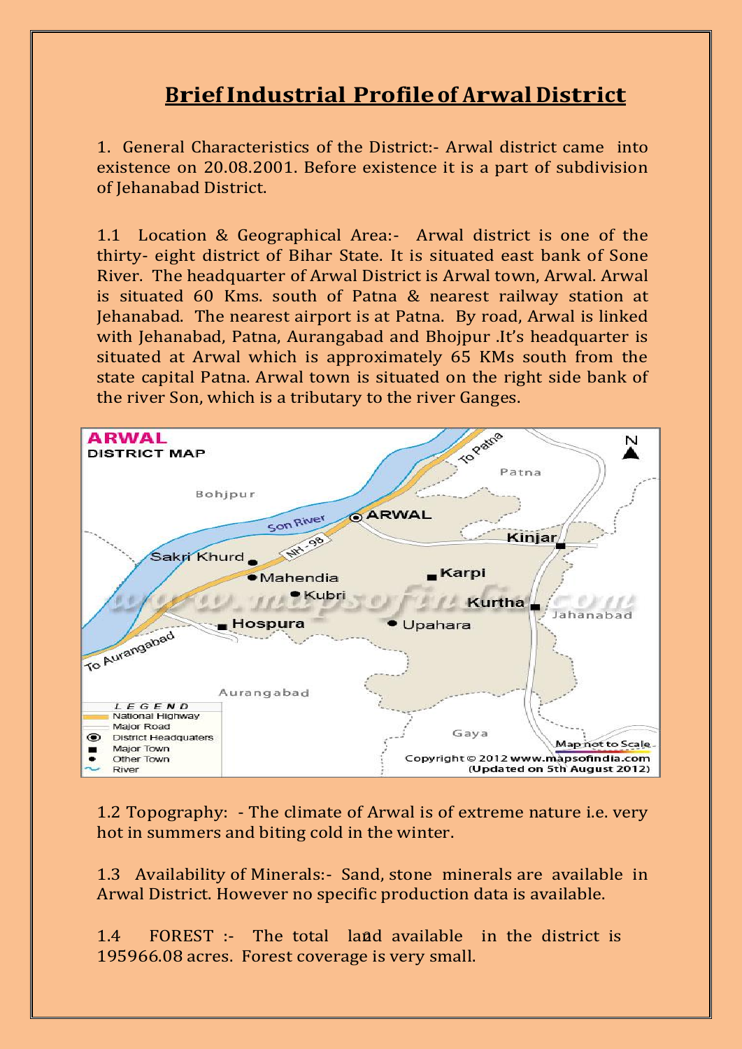# Brief Industrial Profile of Arwal District

1. General Characteristics of the District:- Arwal district came into existence on 20.08.2001. Before existence it is a part of subdivision of Jehanabad District.

1.1 Location & Geographical Area:- Arwal district is one of the thirty- eight district of Bihar State. It is situated east bank of Sone River. The headquarter of Arwal District is Arwal town, Arwal. Arwal is situated 60 Kms. south of Patna & nearest railway station at Jehanabad. The nearest airport is at Patna. By road, Arwal is linked with Jehanabad, Patna, Aurangabad and Bhojpur .It's headquarter is situated at Arwal which is approximately 65 KMs south from the state capital Patna. Arwal town is situated on the right side bank of the river Son, which is a tributary to the river Ganges.

1.2 Topography: - The climate of Arwal is of extreme nature i.e. very hot in summers and biting cold in the winter.

1.3 Availability of Minerals:- Sand, stone minerals are available in Arwal District. However no specific production data is available.

1.4 FOREST :- The total land available in the district is 195966.08 acres. Forest coverage is very small.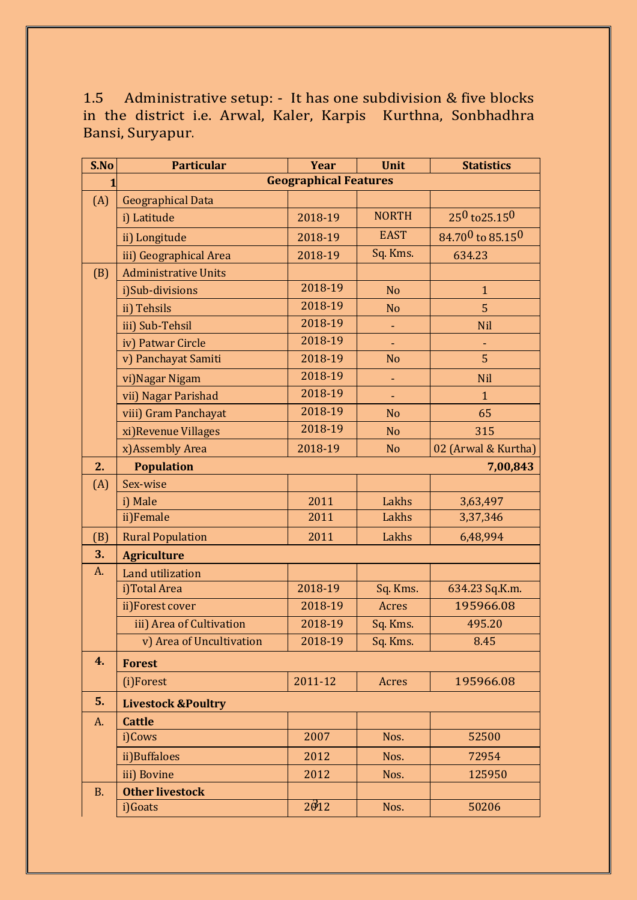1.5 Administrative setup: - It has one subdivision & five blocks in the district i.e. Arwal, Kaler, Karpis Kurthna, Sonbhadhra Bansi, Suryapur.

| S.No | Particular | Year | Unit | Statistics |
|---|---|---|---|---|
| 1 | **Geographical Features** | | | |
| (A) | Geographical Data | | | |
| | i) Latitude | 2018-19 | NORTH | $25^0$ to $25.15^0$ |
| | ii) Longitude | 2018-19 | EAST | $84.70^0$ to $85.15^0$ |
| | iii) Geographical Area | 2018-19 | Sq. Kms. | 634.23 |
| (B) | Administrative Units | | | |
| | i)Sub-divisions | 2018-19 | No | 1 |
| | ii) Tehsils | 2018-19 | No | 5 |
| | iii) Sub-Tehsil | 2018-19 | - | Nil |
| | iv) Patwar Circle | 2018-19 | - | - |
| | v) Panchayat Samiti | 2018-19 | No | 5 |
| | vi)Nagar Nigam | 2018-19 | - | Nil |
| | vii) Nagar Parishad | 2018-19 | - | 1 |
| | viii) Gram Panchayat | 2018-19 | No | 65 |
| | xi)Revenue Villages | 2018-19 | No | 315 |
| | x)Assembly Area | 2018-19 | No | 02 (Arwal & Kurtha) |
| 2. | **Population** | | | **7,00,843** |
| (A) | Sex-wise | | | |
| | i) Male | 2011 | Lakhs | 3,63,497 |
| | ii)Female | 2011 | Lakhs | 3,37,346 |
| (B) | Rural Population | 2011 | Lakhs | 6,48,994 |
| 3. | **Agriculture** | | | |
| A. | Land utilization | | | |
| | i)Total Area | 2018-19 | Sq. Kms. | 634.23 Sq.K.m. |
| | ii)Forest cover | 2018-19 | Acres | 195966.08 |
| | iii) Area of Cultivation | 2018-19 | Sq. Kms. | 495.20 |
| | v) Area of Uncultivation | 2018-19 | Sq. Kms. | 8.45 |
| 4. | **Forest** | | | |
| | (i)Forest | 2011-12 | Acres | 195966.08 |
| 5. | **Livestock &Poultry** | | | |
| A. | **Cattle** | | | |
| | i)Cows | 2007 | Nos. | 52500 |
| | ii)Buffaloes | 2012 | Nos. | 72954 |
| | iii) Bovine | 2012 | Nos. | 125950 |
| B. | **Other livestock** | | | |
| | i)Goats | 2012 | Nos. | 50206 |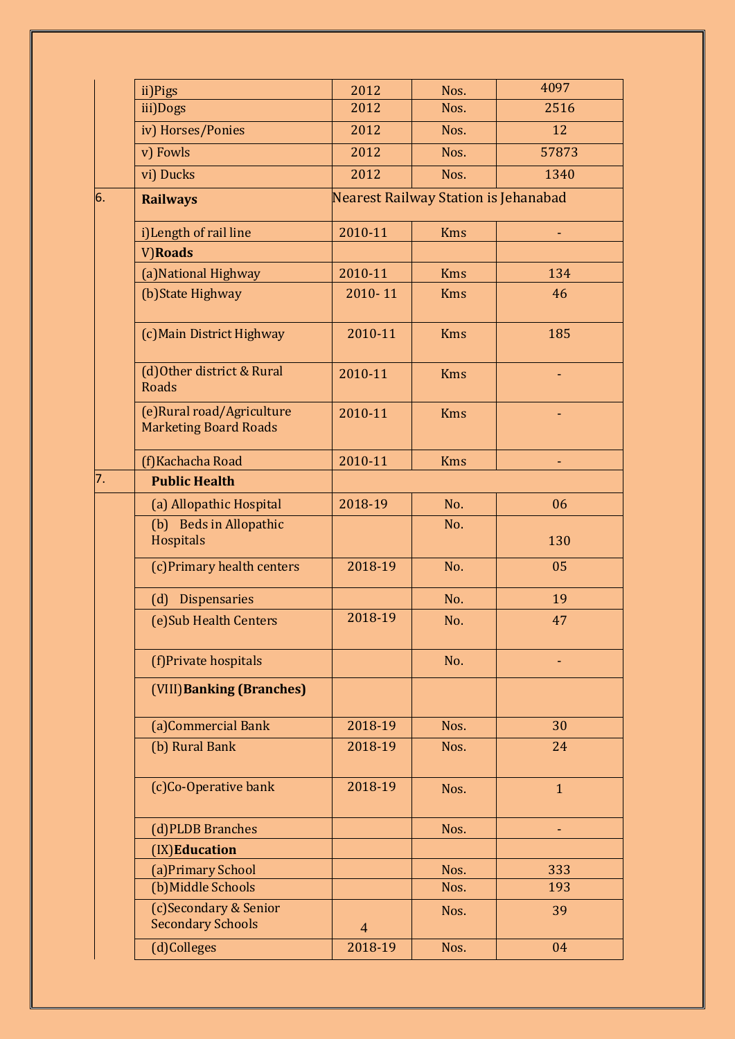|  |  |  |  |  |
|---|---|---|---|---|
|  | ii)Pigs | 2012 | Nos. | 4097 |
|  | iii)Dogs | 2012 | Nos. | 2516 |
|  | iv) Horses/Ponies | 2012 | Nos. | 12 |
|  | v) Fowls | 2012 | Nos. | 57873 |
|  | vi) Ducks | 2012 | Nos. | 1340 |
| 6. | **Railways** | Nearest Railway Station is Jehanabad | | |
|  | i)Length of rail line | 2010-11 | Kms | - |
|  | V)**Roads** |  |  |  |
|  | (a)National Highway | 2010-11 | Kms | 134 |
|  | (b)State Highway | 2010- 11 | Kms | 46 |
|  | (c)Main District Highway | 2010-11 | Kms | 185 |
|  | (d)Other district & Rural Roads | 2010-11 | Kms | - |
|  | (e)Rural road/Agriculture Marketing Board Roads | 2010-11 | Kms | - |
|  | (f)Kachacha Road | 2010-11 | Kms | - |
| 7. | **Public Health** |  |  |  |
|  | (a) Allopathic Hospital | 2018-19 | No. | 06 |
|  | (b) Beds in Allopathic Hospitals |  | No. | 130 |
|  | (c)Primary health centers | 2018-19 | No. | 05 |
|  | (d) Dispensaries |  | No. | 19 |
|  | (e)Sub Health Centers | 2018-19 | No. | 47 |
|  | (f)Private hospitals |  | No. | - |
|  | (VIII)**Banking (Branches)** |  |  |  |
|  | (a)Commercial Bank | 2018-19 | Nos. | 30 |
|  | (b) Rural Bank | 2018-19 | Nos. | 24 |
|  | (c)Co-Operative bank | 2018-19 | Nos. | 1 |
|  | (d)PLDB Branches |  | Nos. | - |
|  | (IX)**Education** |  |  |  |
|  | (a)Primary School |  | Nos. | 333 |
|  | (b)Middle Schools |  | Nos. | 193 |
|  | (c)Secondary & Senior Secondary Schools | 4 | Nos. | 39 |
|  | (d)Colleges | 2018-19 | Nos. | 04 |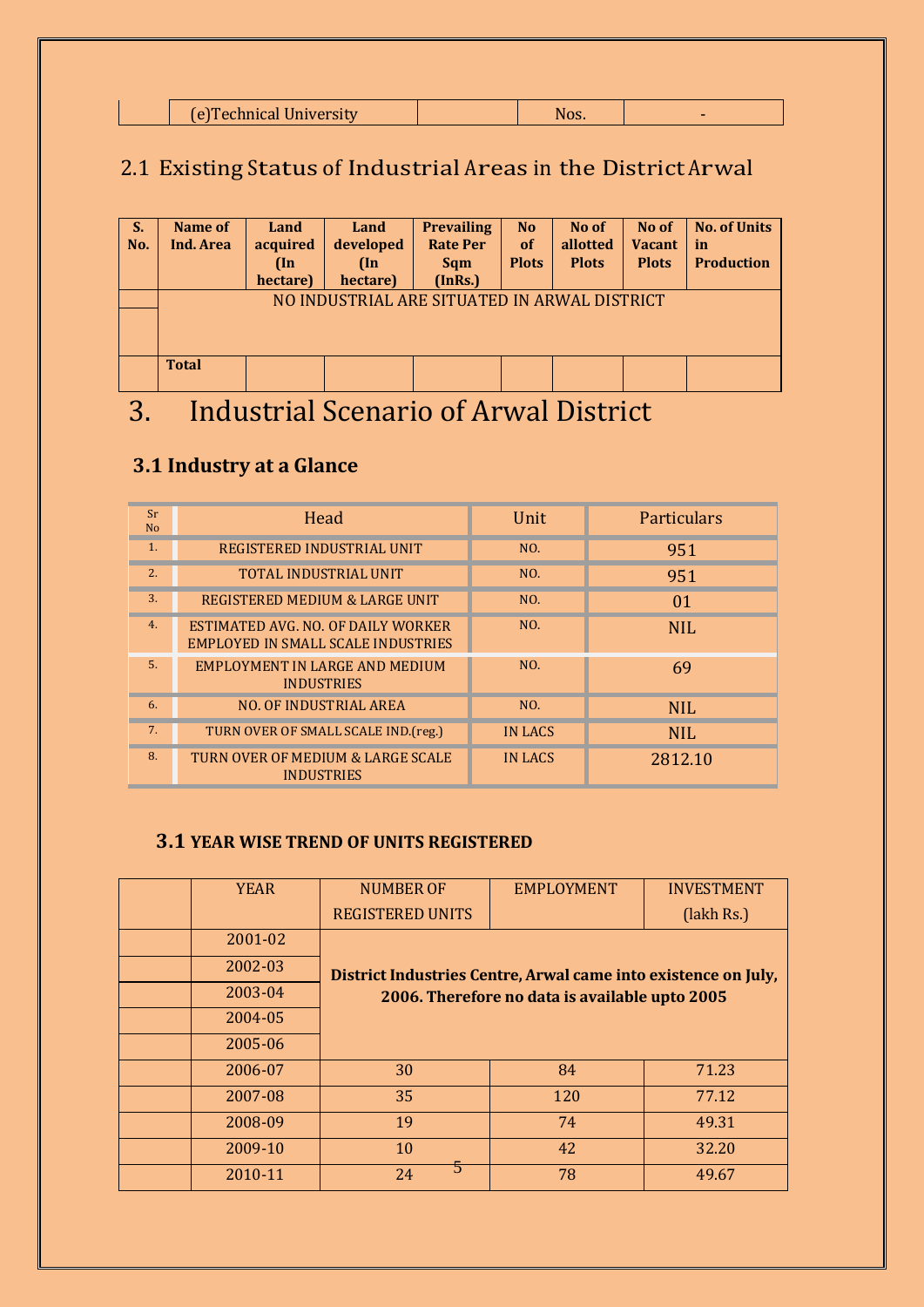| | (e)Technical University | | Nos. | - |
|---|---|---|---|---|

## 2.1 Existing Status of Industrial Areas in the District Arwal

| S. No. | Name of Ind. Area | Land acquired (In hectare) | Land developed (In hectare) | Prevailing Rate Per Sqm (InRs.) | No of Plots | No of allotted Plots | No of Vacant Plots | No. of Units in Production |
|---|---|---|---|---|---|---|---|---|
| | NO INDUSTRIAL ARE SITUATED IN ARWAL DISTRICT | | | | | | | |
| | | | | | | | | |
| | **Total** | | | | | | | |

# 3. Industrial Scenario of Arwal District

## 3.1 Industry at a Glance

| Sr No | Head | Unit | Particulars |
|---|---|---|---|
| 1. | REGISTERED INDUSTRIAL UNIT | NO. | 951 |
| 2. | TOTAL INDUSTRIAL UNIT | NO. | 951 |
| 3. | REGISTERED MEDIUM & LARGE UNIT | NO. | 01 |
| 4. | ESTIMATED AVG. NO. OF DAILY WORKER EMPLOYED IN SMALL SCALE INDUSTRIES | NO. | NIL |
| 5. | EMPLOYMENT IN LARGE AND MEDIUM INDUSTRIES | NO. | 69 |
| 6. | NO. OF INDUSTRIAL AREA | NO. | NIL |
| 7. | TURN OVER OF SMALL SCALE IND.(reg.) | IN LACS | NIL |
| 8. | TURN OVER OF MEDIUM & LARGE SCALE INDUSTRIES | IN LACS | 2812.10 |

### 3.1 YEAR WISE TREND OF UNITS REGISTERED

| | YEAR | NUMBER OF REGISTERED UNITS | EMPLOYMENT | INVESTMENT (lakh Rs.) |
|---|---|---|---|---|
| | 2001-02 | **District Industries Centre, Arwal came into existence on July, 2006. Therefore no data is available upto 2005** | | |
| | 2002-03 | | | |
| | 2003-04 | | | |
| | 2004-05 | | | |
| | 2005-06 | | | |
| | 2006-07 | 30 | 84 | 71.23 |
| | 2007-08 | 35 | 120 | 77.12 |
| | 2008-09 | 19 | 74 | 49.31 |
| | 2009-10 | 10 | 42 | 32.20 |
| | 2010-11 | 24 | 78 | 49.67 |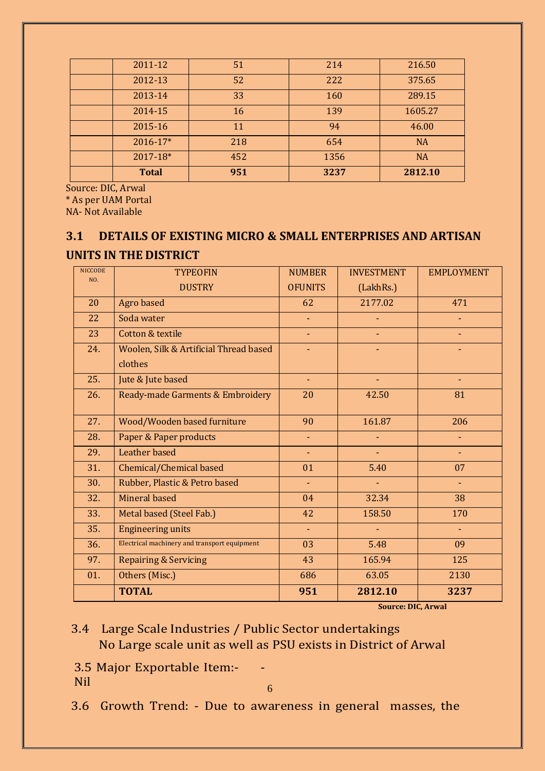| | 2011-12 | 51 | 214 | 216.50 |
|---|---|---|---|---|
| | 2012-13 | 52 | 222 | 375.65 |
| | 2013-14 | 33 | 160 | 289.15 |
| | 2014-15 | 16 | 139 | 1605.27 |
| | 2015-16 | 11 | 94 | 46.00 |
| | 2016-17* | 218 | 654 | NA |
| | 2017-18* | 452 | 1356 | NA |
| | **Total** | **951** | **3237** | **2812.10** |

Source: DIC, Arwal
* As per UAM Portal
NA- Not Available

## 3.1 DETAILS OF EXISTING MICRO & SMALL ENTERPRISES AND ARTISAN UNITS IN THE DISTRICT

| NICCODE NO. | TYPEOFIN DUSTRY | NUMBER OFUNITS | INVESTMENT (LakhRs.) | EMPLOYMENT |
|---|---|---|---|---|
| 20 | Agro based | 62 | 2177.02 | 471 |
| 22 | Soda water | - | - | - |
| 23 | Cotton & textile | - | - | - |
| 24. | Woolen, Silk & Artificial Thread based clothes | - | - | - |
| 25. | Jute & Jute based | - | - | - |
| 26. | Ready-made Garments & Embroidery | 20 | 42.50 | 81 |
| 27. | Wood/Wooden based furniture | 90 | 161.87 | 206 |
| 28. | Paper & Paper products | - | - | - |
| 29. | Leather based | - | - | - |
| 31. | Chemical/Chemical based | 01 | 5.40 | 07 |
| 30. | Rubber, Plastic & Petro based | - | - | - |
| 32. | Mineral based | 04 | 32.34 | 38 |
| 33. | Metal based (Steel Fab.) | 42 | 158.50 | 170 |
| 35. | Engineering units | - | - | - |
| 36. | Electrical machinery and transport equipment | 03 | 5.48 | 09 |
| 97. | Repairing & Servicing | 43 | 165.94 | 125 |
| 01. | Others (Misc.) | 686 | 63.05 | 2130 |
| | **TOTAL** | **951** | **2812.10** | **3237** |

**Source: DIC, Arwal**

3.4 Large Scale Industries / Public Sector undertakings
No Large scale unit as well as PSU exists in District of Arwal

3.5 Major Exportable Item:- -
Nil

3.6 Growth Trend: - Due to awareness in general masses, the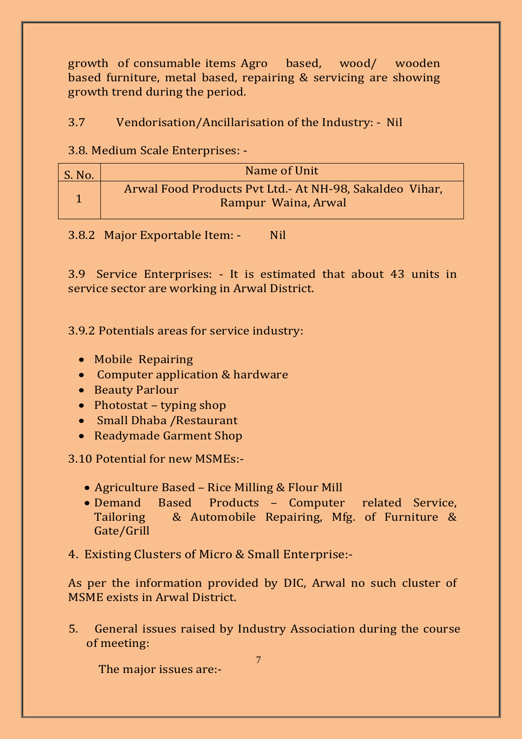growth of consumable items Agro based, wood/ wooden based furniture, metal based, repairing & servicing are showing growth trend during the period.

3.7 Vendorisation/Ancillarisation of the Industry: - Nil

3.8. Medium Scale Enterprises: -

| S. No. | Name of Unit |
|---|---|
| 1 | Arwal Food Products Pvt Ltd.- At NH-98, Sakaldeo Vihar, Rampur Waina, Arwal |

3.8.2 Major Exportable Item: - Nil

3.9 Service Enterprises: - It is estimated that about 43 units in service sector are working in Arwal District.

3.9.2 Potentials areas for service industry:

- Mobile Repairing
- Computer application & hardware
- Beauty Parlour
- Photostat – typing shop
- Small Dhaba /Restaurant
- Readymade Garment Shop

3.10 Potential for new MSMEs:-

- Agriculture Based – Rice Milling & Flour Mill
- Demand Based Products – Computer related Service, Tailoring & Automobile Repairing, Mfg. of Furniture & Gate/Grill

4. Existing Clusters of Micro & Small Enterprise:-

As per the information provided by DIC, Arwal no such cluster of MSME exists in Arwal District.

5. General issues raised by Industry Association during the course of meeting:

The major issues are:-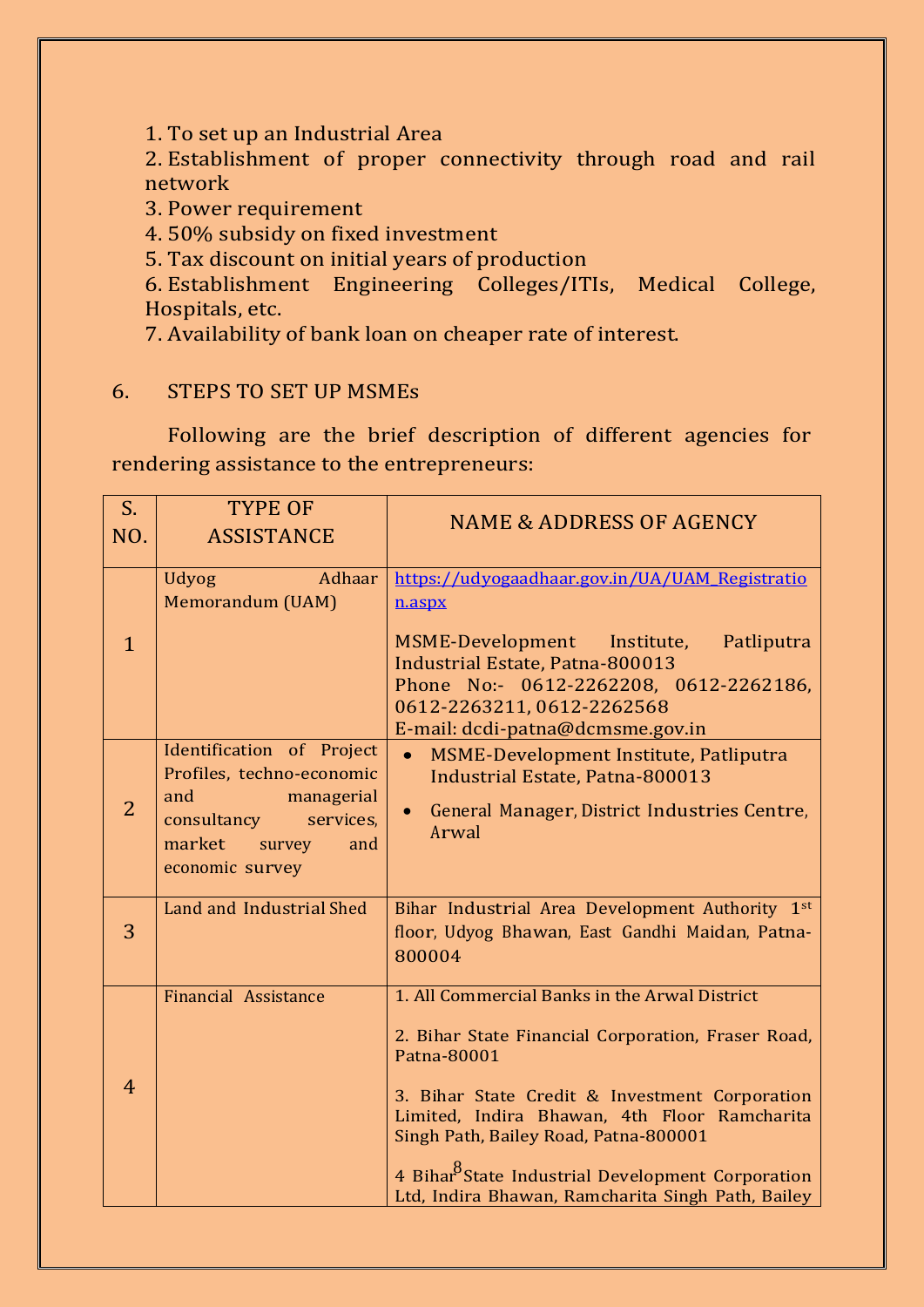1. To set up an Industrial Area
2. Establishment of proper connectivity through road and rail network
3. Power requirement
4. 50% subsidy on fixed investment
5. Tax discount on initial years of production
6. Establishment Engineering Colleges/ITIs, Medical College, Hospitals, etc.
7. Availability of bank loan on cheaper rate of interest.

## 6. STEPS TO SET UP MSMEs

Following are the brief description of different agencies for rendering assistance to the entrepreneurs:

| S. NO. | TYPE OF ASSISTANCE | NAME & ADDRESS OF AGENCY |
|---|---|---|
| 1 | Udyog Adhaar Memorandum (UAM) | https://udyogaadhaar.gov.in/UA/UAM_Registration.aspx<br><br>MSME-Development Institute, Patliputra Industrial Estate, Patna-800013<br>Phone No:- 0612-2262208, 0612-2262186, 0612-2263211, 0612-2262568<br>E-mail: dcdi-patna@dcmsme.gov.in |
| 2 | Identification of Project Profiles, techno-economic and managerial consultancy services, market survey and economic survey | • MSME-Development Institute, Patliputra Industrial Estate, Patna-800013<br>• General Manager, District Industries Centre, Arwal |
| 3 | Land and Industrial Shed | Bihar Industrial Area Development Authority 1st floor, Udyog Bhawan, East Gandhi Maidan, Patna-800004 |
| 4 | Financial Assistance | 1. All Commercial Banks in the Arwal District<br><br>2. Bihar State Financial Corporation, Fraser Road, Patna-80001<br><br>3. Bihar State Credit & Investment Corporation Limited, Indira Bhawan, 4th Floor Ramcharita Singh Path, Bailey Road, Patna-800001<br><br>4 Bihar State Industrial Development Corporation Ltd, Indira Bhawan, Ramcharita Singh Path, Bailey |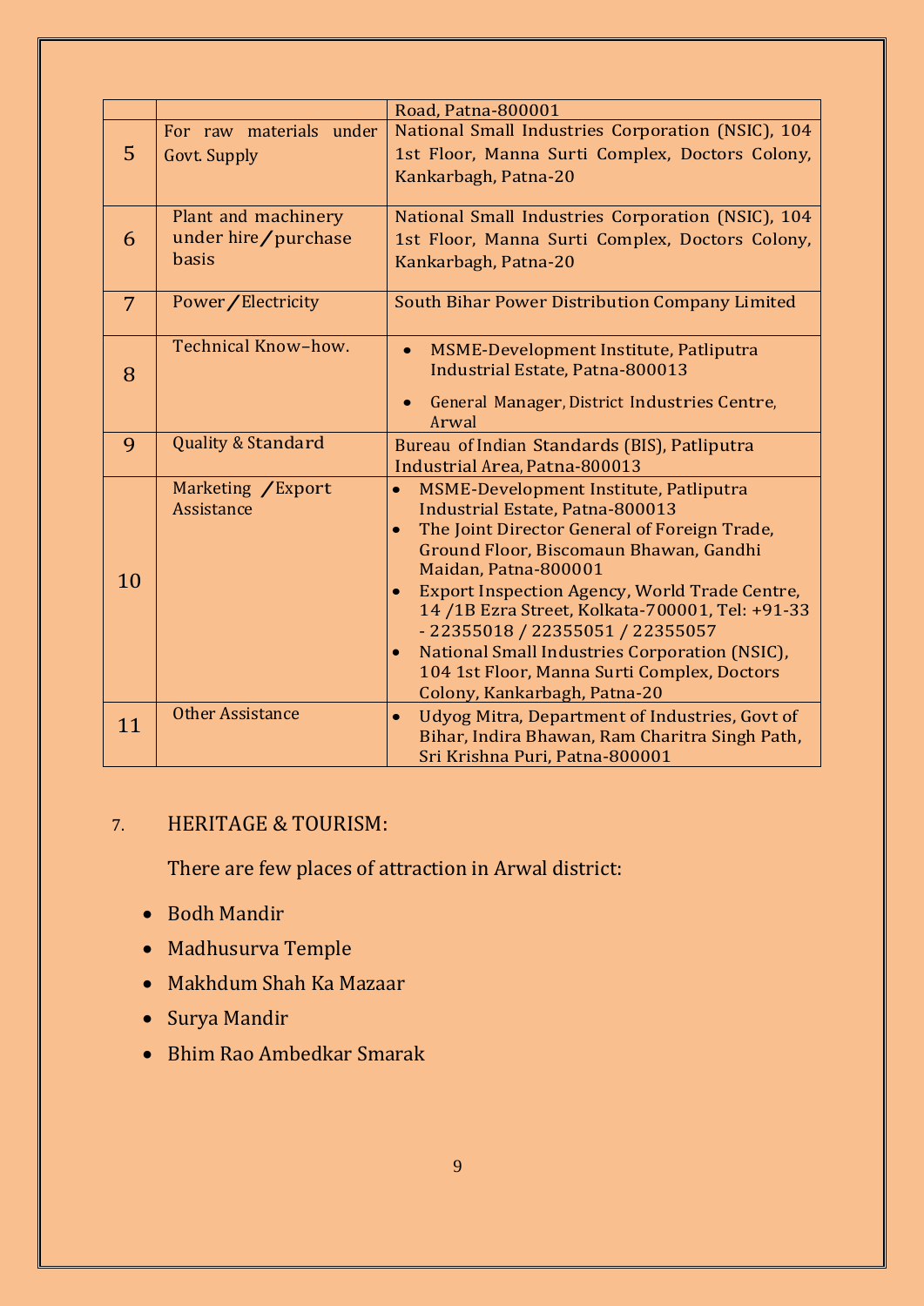| | | |
|---|---|---|
| | | Road, Patna-800001 |
| 5 | For raw materials under Govt. Supply | National Small Industries Corporation (NSIC), 104 1st Floor, Manna Surti Complex, Doctors Colony, Kankarbagh, Patna-20 |
| 6 | Plant and machinery under hire/purchase basis | National Small Industries Corporation (NSIC), 104 1st Floor, Manna Surti Complex, Doctors Colony, Kankarbagh, Patna-20 |
| 7 | Power/Electricity | South Bihar Power Distribution Company Limited |
| 8 | Technical Know–how. | • MSME-Development Institute, Patliputra Industrial Estate, Patna-800013<br>• General Manager, District Industries Centre, Arwal |
| 9 | Quality & Standard | Bureau of Indian Standards (BIS), Patliputra Industrial Area, Patna-800013 |
| 10 | Marketing /Export Assistance | • MSME-Development Institute, Patliputra Industrial Estate, Patna-800013<br>• The Joint Director General of Foreign Trade, Ground Floor, Biscomaun Bhawan, Gandhi Maidan, Patna-800001<br>• Export Inspection Agency, World Trade Centre, 14 /1B Ezra Street, Kolkata-700001, Tel: +91-33 - 22355018 / 22355051 / 22355057<br>• National Small Industries Corporation (NSIC), 104 1st Floor, Manna Surti Complex, Doctors Colony, Kankarbagh, Patna-20 |
| 11 | Other Assistance | • Udyog Mitra, Department of Industries, Govt of Bihar, Indira Bhawan, Ram Charitra Singh Path, Sri Krishna Puri, Patna-800001 |

## 7. HERITAGE & TOURISM:

There are few places of attraction in Arwal district:

- Bodh Mandir
- Madhusurva Temple
- Makhdum Shah Ka Mazaar
- Surya Mandir
- Bhim Rao Ambedkar Smarak